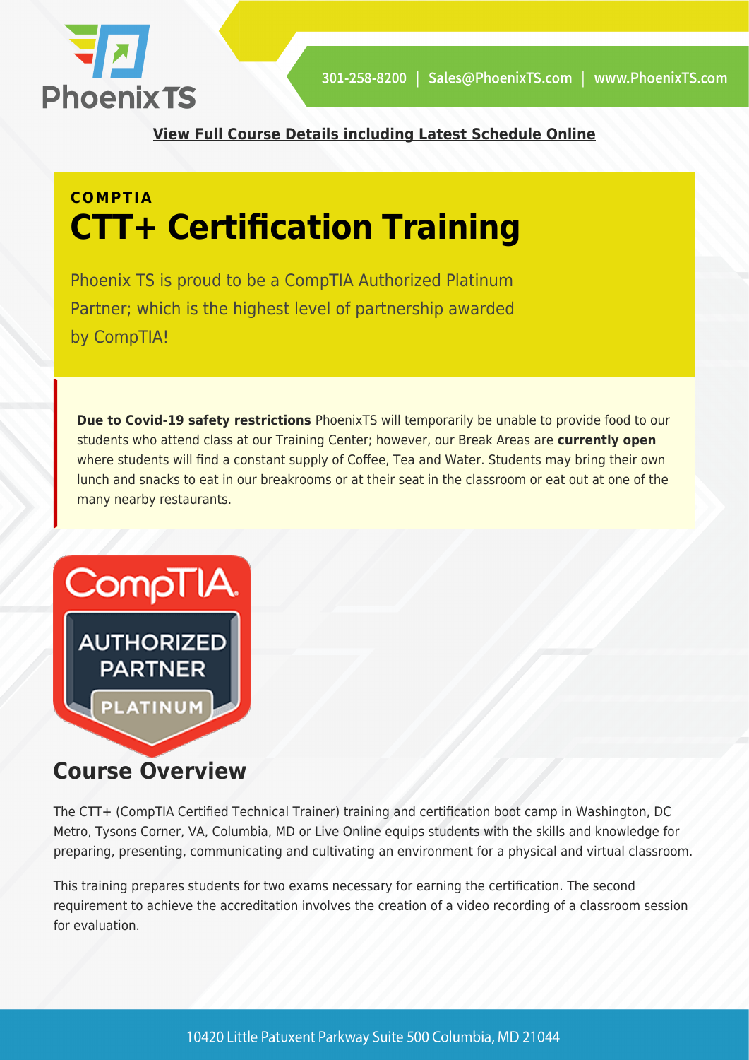301-258-8200 | Sales@PhoenixTS.com | www.PhoenixTS.com

**View Full Course Details including Latest Schedule Online**

**COMPTIA**

# CTT+ Certification Training

Phoenix TS is proud to be a CompTIA Authorized Platinum Partner; which is the highest level of partnership awarded by CompTIA!

**Due to Covid-19 safety restrictions** PhoenixTS will temporarily be unable to provide food to our students who attend class at our Training Center; however, our Break Areas are **currently open** where students will find a constant supply of Coffee, Tea and Water. Students may bring their own lunch and snacks to eat in our breakrooms or at their seat in the classroom or eat out at one of the many nearby restaurants.

## Course Overview

The CTT+ (CompTIA Certified Technical Trainer) training and certification boot camp in Washington, DC Metro, Tysons Corner, VA, Columbia, MD or Live Online equips students with the skills and knowledge for preparing, presenting, communicating and cultivating an environment for a physical and virtual classroom.

This training prepares students for two exams necessary for earning the certification. The second requirement to achieve the accreditation involves the creation of a video recording of a classroom session for evaluation.

10420 Little Patuxent Parkway Suite 500 Columbia, MD 21044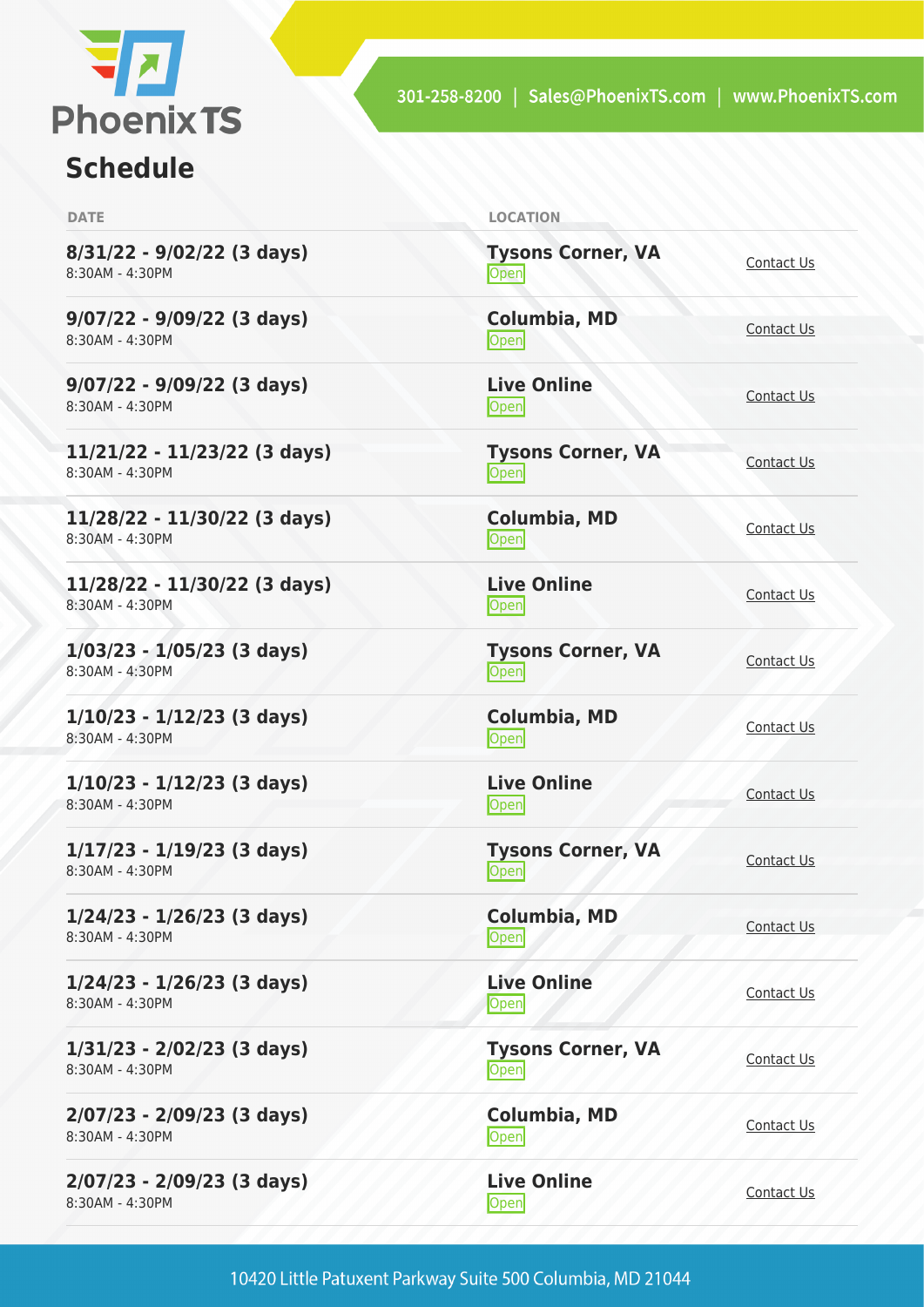## Schedule

| DATE | LOCATION | |
|---|---|---|
| **8/31/22 - 9/02/22 (3 days)**<br>8:30AM - 4:30PM | **Tysons Corner, VA**<br>Open | Contact Us |
| **9/07/22 - 9/09/22 (3 days)**<br>8:30AM - 4:30PM | **Columbia, MD**<br>Open | Contact Us |
| **9/07/22 - 9/09/22 (3 days)**<br>8:30AM - 4:30PM | **Live Online**<br>Open | Contact Us |
| **11/21/22 - 11/23/22 (3 days)**<br>8:30AM - 4:30PM | **Tysons Corner, VA**<br>Open | Contact Us |
| **11/28/22 - 11/30/22 (3 days)**<br>8:30AM - 4:30PM | **Columbia, MD**<br>Open | Contact Us |
| **11/28/22 - 11/30/22 (3 days)**<br>8:30AM - 4:30PM | **Live Online**<br>Open | Contact Us |
| **1/03/23 - 1/05/23 (3 days)**<br>8:30AM - 4:30PM | **Tysons Corner, VA**<br>Open | Contact Us |
| **1/10/23 - 1/12/23 (3 days)**<br>8:30AM - 4:30PM | **Columbia, MD**<br>Open | Contact Us |
| **1/10/23 - 1/12/23 (3 days)**<br>8:30AM - 4:30PM | **Live Online**<br>Open | Contact Us |
| **1/17/23 - 1/19/23 (3 days)**<br>8:30AM - 4:30PM | **Tysons Corner, VA**<br>Open | Contact Us |
| **1/24/23 - 1/26/23 (3 days)**<br>8:30AM - 4:30PM | **Columbia, MD**<br>Open | Contact Us |
| **1/24/23 - 1/26/23 (3 days)**<br>8:30AM - 4:30PM | **Live Online**<br>Open | Contact Us |
| **1/31/23 - 2/02/23 (3 days)**<br>8:30AM - 4:30PM | **Tysons Corner, VA**<br>Open | Contact Us |
| **2/07/23 - 2/09/23 (3 days)**<br>8:30AM - 4:30PM | **Columbia, MD**<br>Open | Contact Us |
| **2/07/23 - 2/09/23 (3 days)**<br>8:30AM - 4:30PM | **Live Online**<br>Open | Contact Us |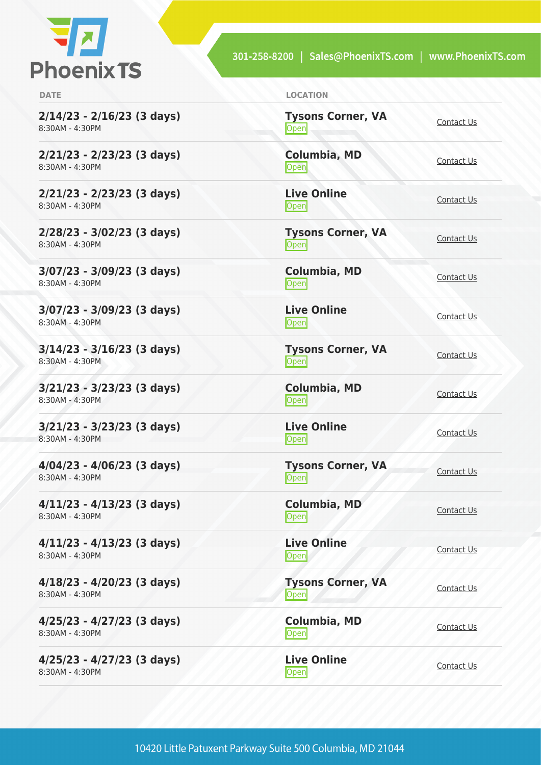| DATE | LOCATION | |
|---|---|---|
| **2/14/23 - 2/16/23 (3 days)**<br>8:30AM - 4:30PM | **Tysons Corner, VA**<br>Open | Contact Us |
| **2/21/23 - 2/23/23 (3 days)**<br>8:30AM - 4:30PM | **Columbia, MD**<br>Open | Contact Us |
| **2/21/23 - 2/23/23 (3 days)**<br>8:30AM - 4:30PM | **Live Online**<br>Open | Contact Us |
| **2/28/23 - 3/02/23 (3 days)**<br>8:30AM - 4:30PM | **Tysons Corner, VA**<br>Open | Contact Us |
| **3/07/23 - 3/09/23 (3 days)**<br>8:30AM - 4:30PM | **Columbia, MD**<br>Open | Contact Us |
| **3/07/23 - 3/09/23 (3 days)**<br>8:30AM - 4:30PM | **Live Online**<br>Open | Contact Us |
| **3/14/23 - 3/16/23 (3 days)**<br>8:30AM - 4:30PM | **Tysons Corner, VA**<br>Open | Contact Us |
| **3/21/23 - 3/23/23 (3 days)**<br>8:30AM - 4:30PM | **Columbia, MD**<br>Open | Contact Us |
| **3/21/23 - 3/23/23 (3 days)**<br>8:30AM - 4:30PM | **Live Online**<br>Open | Contact Us |
| **4/04/23 - 4/06/23 (3 days)**<br>8:30AM - 4:30PM | **Tysons Corner, VA**<br>Open | Contact Us |
| **4/11/23 - 4/13/23 (3 days)**<br>8:30AM - 4:30PM | **Columbia, MD**<br>Open | Contact Us |
| **4/11/23 - 4/13/23 (3 days)**<br>8:30AM - 4:30PM | **Live Online**<br>Open | Contact Us |
| **4/18/23 - 4/20/23 (3 days)**<br>8:30AM - 4:30PM | **Tysons Corner, VA**<br>Open | Contact Us |
| **4/25/23 - 4/27/23 (3 days)**<br>8:30AM - 4:30PM | **Columbia, MD**<br>Open | Contact Us |
| **4/25/23 - 4/27/23 (3 days)**<br>8:30AM - 4:30PM | **Live Online**<br>Open | Contact Us |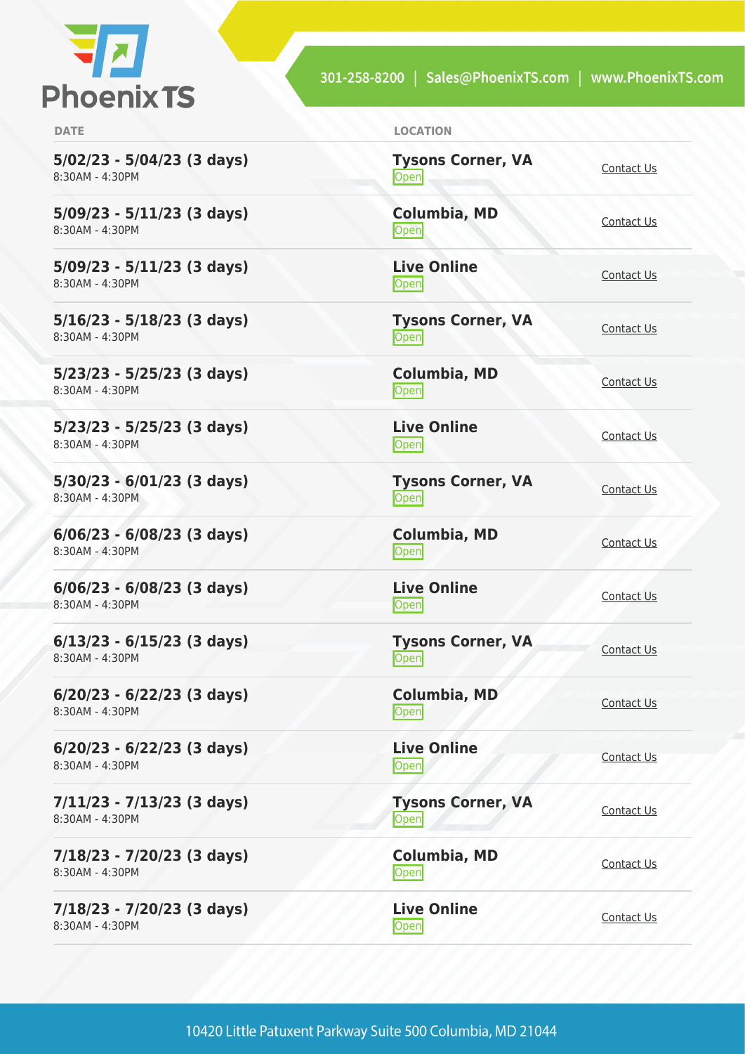| DATE | LOCATION | |
|---|---|---|
| **5/02/23 - 5/04/23 (3 days)** 8:30AM - 4:30PM | **Tysons Corner, VA** Open | Contact Us |
| **5/09/23 - 5/11/23 (3 days)** 8:30AM - 4:30PM | **Columbia, MD** Open | Contact Us |
| **5/09/23 - 5/11/23 (3 days)** 8:30AM - 4:30PM | **Live Online** Open | Contact Us |
| **5/16/23 - 5/18/23 (3 days)** 8:30AM - 4:30PM | **Tysons Corner, VA** Open | Contact Us |
| **5/23/23 - 5/25/23 (3 days)** 8:30AM - 4:30PM | **Columbia, MD** Open | Contact Us |
| **5/23/23 - 5/25/23 (3 days)** 8:30AM - 4:30PM | **Live Online** Open | Contact Us |
| **5/30/23 - 6/01/23 (3 days)** 8:30AM - 4:30PM | **Tysons Corner, VA** Open | Contact Us |
| **6/06/23 - 6/08/23 (3 days)** 8:30AM - 4:30PM | **Columbia, MD** Open | Contact Us |
| **6/06/23 - 6/08/23 (3 days)** 8:30AM - 4:30PM | **Live Online** Open | Contact Us |
| **6/13/23 - 6/15/23 (3 days)** 8:30AM - 4:30PM | **Tysons Corner, VA** Open | Contact Us |
| **6/20/23 - 6/22/23 (3 days)** 8:30AM - 4:30PM | **Columbia, MD** Open | Contact Us |
| **6/20/23 - 6/22/23 (3 days)** 8:30AM - 4:30PM | **Live Online** Open | Contact Us |
| **7/11/23 - 7/13/23 (3 days)** 8:30AM - 4:30PM | **Tysons Corner, VA** Open | Contact Us |
| **7/18/23 - 7/20/23 (3 days)** 8:30AM - 4:30PM | **Columbia, MD** Open | Contact Us |
| **7/18/23 - 7/20/23 (3 days)** 8:30AM - 4:30PM | **Live Online** Open | Contact Us |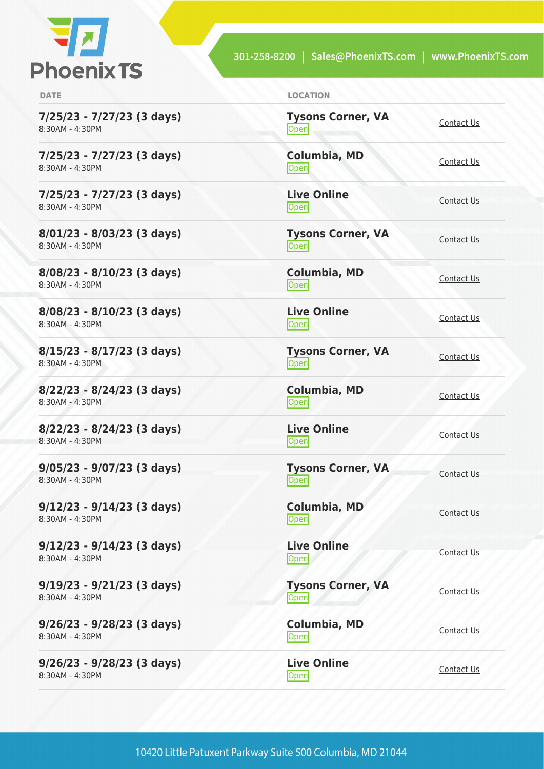| DATE | LOCATION | |
|---|---|---|
| **7/25/23 - 7/27/23 (3 days)** 8:30AM - 4:30PM | **Tysons Corner, VA** Open | Contact Us |
| **7/25/23 - 7/27/23 (3 days)** 8:30AM - 4:30PM | **Columbia, MD** Open | Contact Us |
| **7/25/23 - 7/27/23 (3 days)** 8:30AM - 4:30PM | **Live Online** Open | Contact Us |
| **8/01/23 - 8/03/23 (3 days)** 8:30AM - 4:30PM | **Tysons Corner, VA** Open | Contact Us |
| **8/08/23 - 8/10/23 (3 days)** 8:30AM - 4:30PM | **Columbia, MD** Open | Contact Us |
| **8/08/23 - 8/10/23 (3 days)** 8:30AM - 4:30PM | **Live Online** Open | Contact Us |
| **8/15/23 - 8/17/23 (3 days)** 8:30AM - 4:30PM | **Tysons Corner, VA** Open | Contact Us |
| **8/22/23 - 8/24/23 (3 days)** 8:30AM - 4:30PM | **Columbia, MD** Open | Contact Us |
| **8/22/23 - 8/24/23 (3 days)** 8:30AM - 4:30PM | **Live Online** Open | Contact Us |
| **9/05/23 - 9/07/23 (3 days)** 8:30AM - 4:30PM | **Tysons Corner, VA** Open | Contact Us |
| **9/12/23 - 9/14/23 (3 days)** 8:30AM - 4:30PM | **Columbia, MD** Open | Contact Us |
| **9/12/23 - 9/14/23 (3 days)** 8:30AM - 4:30PM | **Live Online** Open | Contact Us |
| **9/19/23 - 9/21/23 (3 days)** 8:30AM - 4:30PM | **Tysons Corner, VA** Open | Contact Us |
| **9/26/23 - 9/28/23 (3 days)** 8:30AM - 4:30PM | **Columbia, MD** Open | Contact Us |
| **9/26/23 - 9/28/23 (3 days)** 8:30AM - 4:30PM | **Live Online** Open | Contact Us |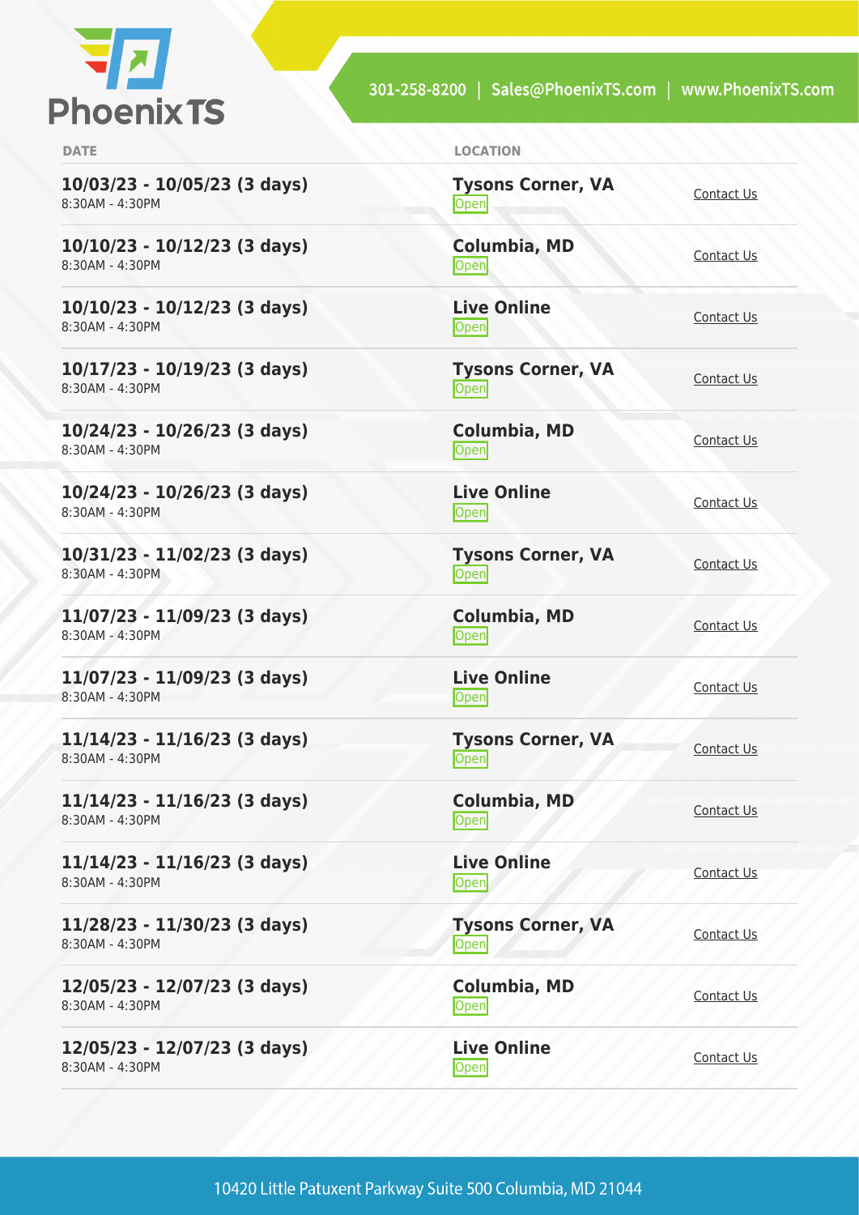| DATE | LOCATION | |
|---|---|---|
| **10/03/23 - 10/05/23 (3 days)**<br>8:30AM - 4:30PM | **Tysons Corner, VA**<br>Open | Contact Us |
| **10/10/23 - 10/12/23 (3 days)**<br>8:30AM - 4:30PM | **Columbia, MD**<br>Open | Contact Us |
| **10/10/23 - 10/12/23 (3 days)**<br>8:30AM - 4:30PM | **Live Online**<br>Open | Contact Us |
| **10/17/23 - 10/19/23 (3 days)**<br>8:30AM - 4:30PM | **Tysons Corner, VA**<br>Open | Contact Us |
| **10/24/23 - 10/26/23 (3 days)**<br>8:30AM - 4:30PM | **Columbia, MD**<br>Open | Contact Us |
| **10/24/23 - 10/26/23 (3 days)**<br>8:30AM - 4:30PM | **Live Online**<br>Open | Contact Us |
| **10/31/23 - 11/02/23 (3 days)**<br>8:30AM - 4:30PM | **Tysons Corner, VA**<br>Open | Contact Us |
| **11/07/23 - 11/09/23 (3 days)**<br>8:30AM - 4:30PM | **Columbia, MD**<br>Open | Contact Us |
| **11/07/23 - 11/09/23 (3 days)**<br>8:30AM - 4:30PM | **Live Online**<br>Open | Contact Us |
| **11/14/23 - 11/16/23 (3 days)**<br>8:30AM - 4:30PM | **Tysons Corner, VA**<br>Open | Contact Us |
| **11/14/23 - 11/16/23 (3 days)**<br>8:30AM - 4:30PM | **Columbia, MD**<br>Open | Contact Us |
| **11/14/23 - 11/16/23 (3 days)**<br>8:30AM - 4:30PM | **Live Online**<br>Open | Contact Us |
| **11/28/23 - 11/30/23 (3 days)**<br>8:30AM - 4:30PM | **Tysons Corner, VA**<br>Open | Contact Us |
| **12/05/23 - 12/07/23 (3 days)**<br>8:30AM - 4:30PM | **Columbia, MD**<br>Open | Contact Us |
| **12/05/23 - 12/07/23 (3 days)**<br>8:30AM - 4:30PM | **Live Online**<br>Open | Contact Us |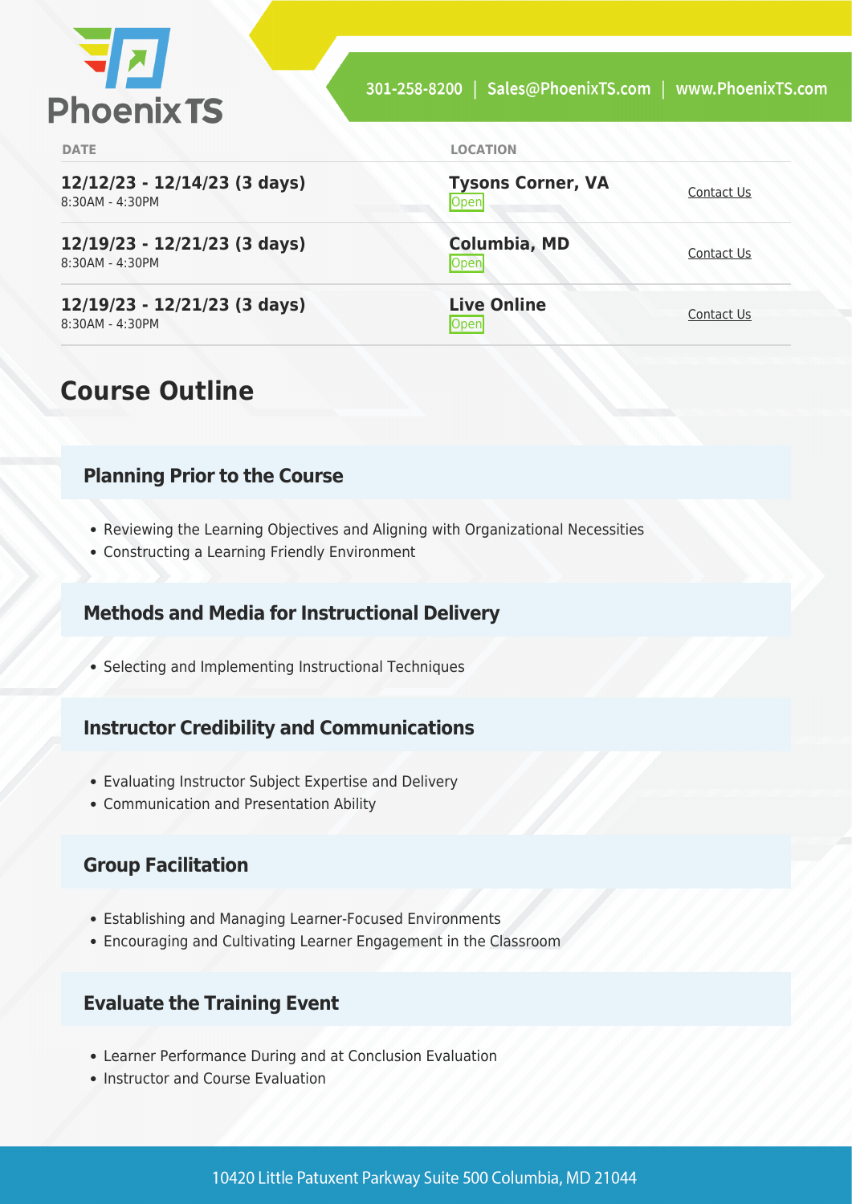| DATE | LOCATION | |
|---|---|---|
| **12/12/23 - 12/14/23 (3 days)**<br>8:30AM - 4:30PM | **Tysons Corner, VA**<br>Open | Contact Us |
| **12/19/23 - 12/21/23 (3 days)**<br>8:30AM - 4:30PM | **Columbia, MD**<br>Open | Contact Us |
| **12/19/23 - 12/21/23 (3 days)**<br>8:30AM - 4:30PM | **Live Online**<br>Open | Contact Us |

## Course Outline

### Planning Prior to the Course

- Reviewing the Learning Objectives and Aligning with Organizational Necessities
- Constructing a Learning Friendly Environment

### Methods and Media for Instructional Delivery

- Selecting and Implementing Instructional Techniques

### Instructor Credibility and Communications

- Evaluating Instructor Subject Expertise and Delivery
- Communication and Presentation Ability

### Group Facilitation

- Establishing and Managing Learner-Focused Environments
- Encouraging and Cultivating Learner Engagement in the Classroom

### Evaluate the Training Event

- Learner Performance During and at Conclusion Evaluation
- Instructor and Course Evaluation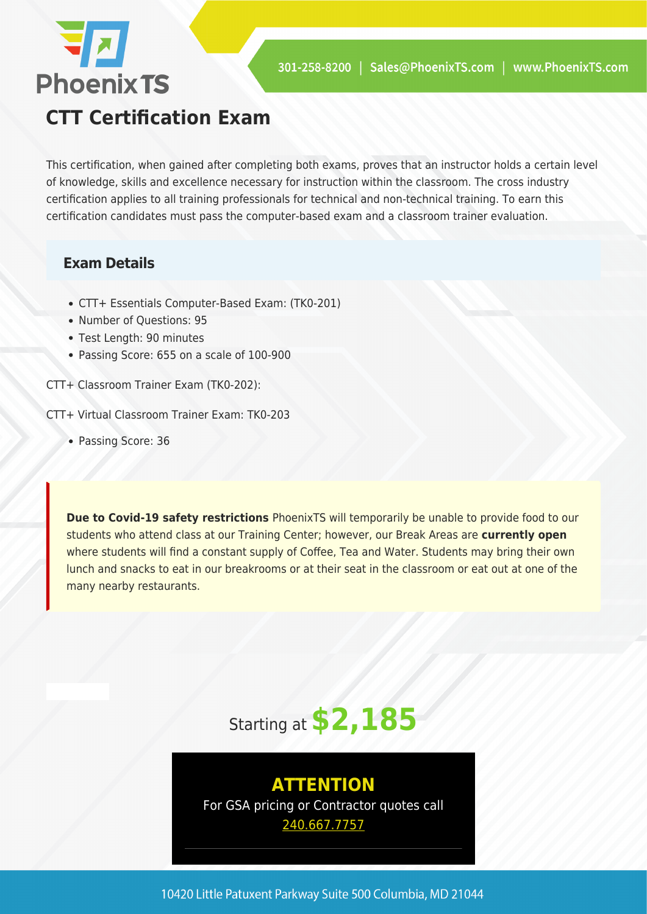# CTT Certification Exam

This certification, when gained after completing both exams, proves that an instructor holds a certain level of knowledge, skills and excellence necessary for instruction within the classroom. The cross industry certification applies to all training professionals for technical and non-technical training. To earn this certification candidates must pass the computer-based exam and a classroom trainer evaluation.

## Exam Details

- CTT+ Essentials Computer-Based Exam: (TK0-201)
- Number of Questions: 95
- Test Length: 90 minutes
- Passing Score: 655 on a scale of 100-900

CTT+ Classroom Trainer Exam (TK0-202):

CTT+ Virtual Classroom Trainer Exam: TK0-203

- Passing Score: 36

**Due to Covid-19 safety restrictions** PhoenixTS will temporarily be unable to provide food to our students who attend class at our Training Center; however, our Break Areas are **currently open** where students will find a constant supply of Coffee, Tea and Water. Students may bring their own lunch and snacks to eat in our breakrooms or at their seat in the classroom or eat out at one of the many nearby restaurants.

Starting at **$2,185**

**ATTENTION**

For GSA pricing or Contractor quotes call

240.667.7757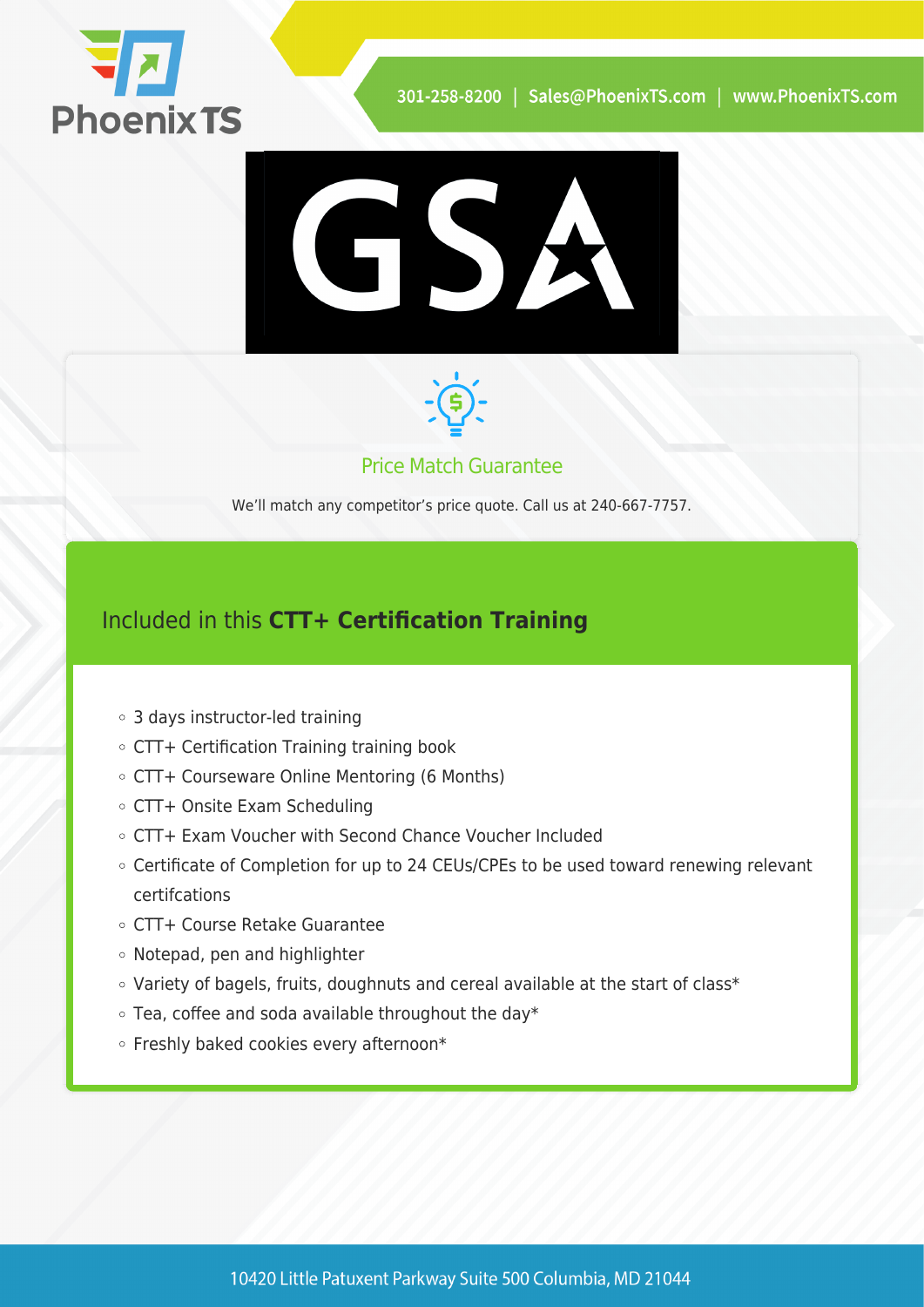Price Match Guarantee

We'll match any competitor's price quote. Call us at 240-667-7757.

## Included in this **CTT+ Certification Training**

- 3 days instructor-led training
- CTT+ Certification Training training book
- CTT+ Courseware Online Mentoring (6 Months)
- CTT+ Onsite Exam Scheduling
- CTT+ Exam Voucher with Second Chance Voucher Included
- Certificate of Completion for up to 24 CEUs/CPEs to be used toward renewing relevant certifcations
- CTT+ Course Retake Guarantee
- Notepad, pen and highlighter
- Variety of bagels, fruits, doughnuts and cereal available at the start of class*
- Tea, coffee and soda available throughout the day*
- Freshly baked cookies every afternoon*